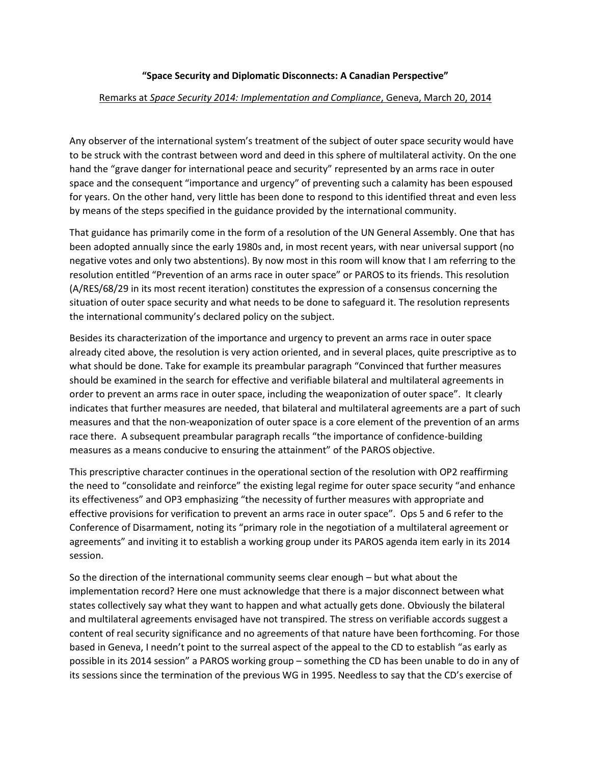**"Space Security and Diplomatic Disconnects: A Canadian Perspective"**

<u>Remarks at *Space Security 2014: Implementation and Compliance*, Geneva, March 20, 2014</u>

Any observer of the international system's treatment of the subject of outer space security would have to be struck with the contrast between word and deed in this sphere of multilateral activity. On the one hand the "grave danger for international peace and security" represented by an arms race in outer space and the consequent "importance and urgency" of preventing such a calamity has been espoused for years. On the other hand, very little has been done to respond to this identified threat and even less by means of the steps specified in the guidance provided by the international community.

That guidance has primarily come in the form of a resolution of the UN General Assembly. One that has been adopted annually since the early 1980s and, in most recent years, with near universal support (no negative votes and only two abstentions). By now most in this room will know that I am referring to the resolution entitled "Prevention of an arms race in outer space" or PAROS to its friends. This resolution (A/RES/68/29 in its most recent iteration) constitutes the expression of a consensus concerning the situation of outer space security and what needs to be done to safeguard it. The resolution represents the international community's declared policy on the subject.

Besides its characterization of the importance and urgency to prevent an arms race in outer space already cited above, the resolution is very action oriented, and in several places, quite prescriptive as to what should be done. Take for example its preambular paragraph "Convinced that further measures should be examined in the search for effective and verifiable bilateral and multilateral agreements in order to prevent an arms race in outer space, including the weaponization of outer space". It clearly indicates that further measures are needed, that bilateral and multilateral agreements are a part of such measures and that the non-weaponization of outer space is a core element of the prevention of an arms race there. A subsequent preambular paragraph recalls "the importance of confidence-building measures as a means conducive to ensuring the attainment" of the PAROS objective.

This prescriptive character continues in the operational section of the resolution with OP2 reaffirming the need to "consolidate and reinforce" the existing legal regime for outer space security "and enhance its effectiveness" and OP3 emphasizing "the necessity of further measures with appropriate and effective provisions for verification to prevent an arms race in outer space". Ops 5 and 6 refer to the Conference of Disarmament, noting its "primary role in the negotiation of a multilateral agreement or agreements" and inviting it to establish a working group under its PAROS agenda item early in its 2014 session.

So the direction of the international community seems clear enough – but what about the implementation record? Here one must acknowledge that there is a major disconnect between what states collectively say what they want to happen and what actually gets done. Obviously the bilateral and multilateral agreements envisaged have not transpired. The stress on verifiable accords suggest a content of real security significance and no agreements of that nature have been forthcoming. For those based in Geneva, I needn't point to the surreal aspect of the appeal to the CD to establish "as early as possible in its 2014 session" a PAROS working group – something the CD has been unable to do in any of its sessions since the termination of the previous WG in 1995. Needless to say that the CD's exercise of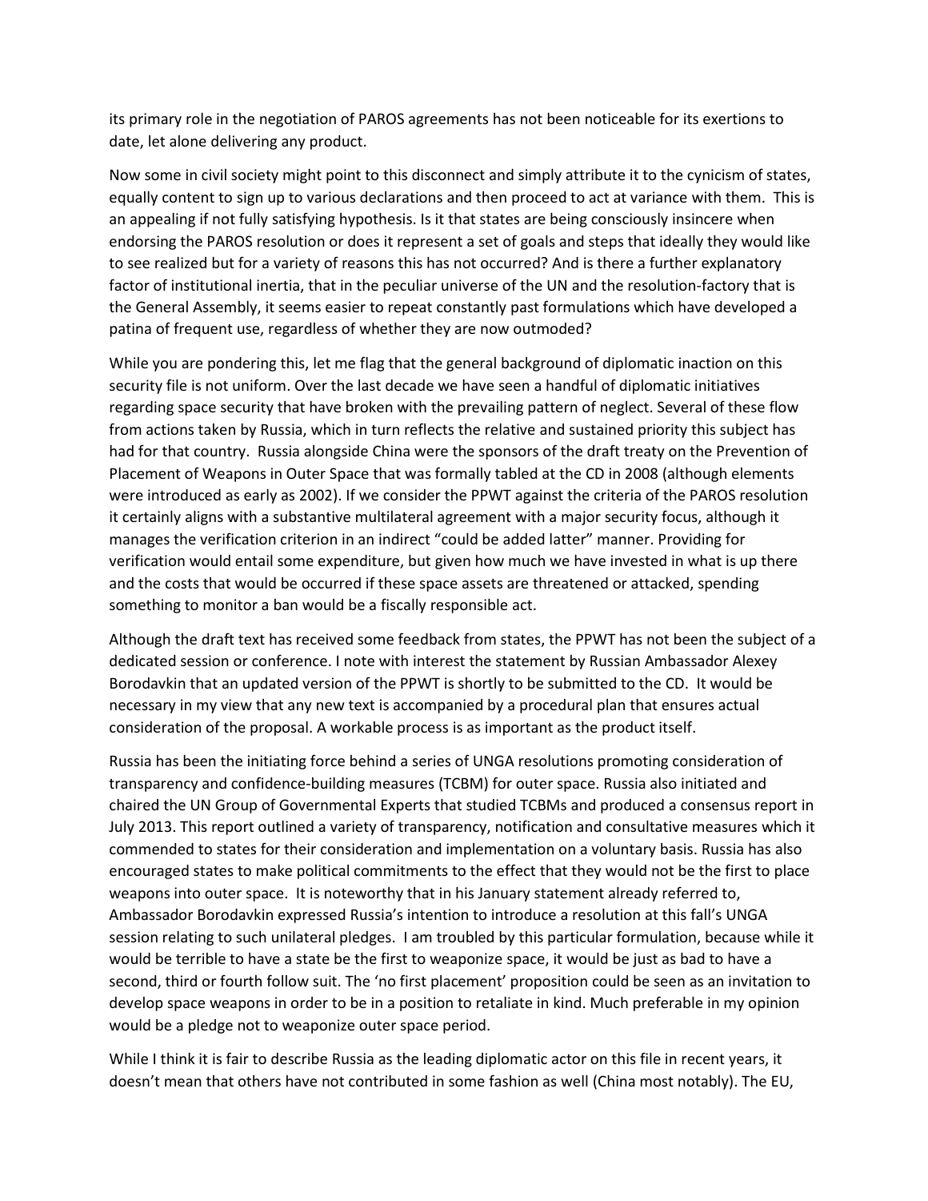its primary role in the negotiation of PAROS agreements has not been noticeable for its exertions to date, let alone delivering any product.

Now some in civil society might point to this disconnect and simply attribute it to the cynicism of states, equally content to sign up to various declarations and then proceed to act at variance with them. This is an appealing if not fully satisfying hypothesis. Is it that states are being consciously insincere when endorsing the PAROS resolution or does it represent a set of goals and steps that ideally they would like to see realized but for a variety of reasons this has not occurred? And is there a further explanatory factor of institutional inertia, that in the peculiar universe of the UN and the resolution-factory that is the General Assembly, it seems easier to repeat constantly past formulations which have developed a patina of frequent use, regardless of whether they are now outmoded?

While you are pondering this, let me flag that the general background of diplomatic inaction on this security file is not uniform. Over the last decade we have seen a handful of diplomatic initiatives regarding space security that have broken with the prevailing pattern of neglect. Several of these flow from actions taken by Russia, which in turn reflects the relative and sustained priority this subject has had for that country. Russia alongside China were the sponsors of the draft treaty on the Prevention of Placement of Weapons in Outer Space that was formally tabled at the CD in 2008 (although elements were introduced as early as 2002). If we consider the PPWT against the criteria of the PAROS resolution it certainly aligns with a substantive multilateral agreement with a major security focus, although it manages the verification criterion in an indirect "could be added latter" manner. Providing for verification would entail some expenditure, but given how much we have invested in what is up there and the costs that would be occurred if these space assets are threatened or attacked, spending something to monitor a ban would be a fiscally responsible act.

Although the draft text has received some feedback from states, the PPWT has not been the subject of a dedicated session or conference. I note with interest the statement by Russian Ambassador Alexey Borodavkin that an updated version of the PPWT is shortly to be submitted to the CD. It would be necessary in my view that any new text is accompanied by a procedural plan that ensures actual consideration of the proposal. A workable process is as important as the product itself.

Russia has been the initiating force behind a series of UNGA resolutions promoting consideration of transparency and confidence-building measures (TCBM) for outer space. Russia also initiated and chaired the UN Group of Governmental Experts that studied TCBMs and produced a consensus report in July 2013. This report outlined a variety of transparency, notification and consultative measures which it commended to states for their consideration and implementation on a voluntary basis. Russia has also encouraged states to make political commitments to the effect that they would not be the first to place weapons into outer space. It is noteworthy that in his January statement already referred to, Ambassador Borodavkin expressed Russia's intention to introduce a resolution at this fall's UNGA session relating to such unilateral pledges. I am troubled by this particular formulation, because while it would be terrible to have a state be the first to weaponize space, it would be just as bad to have a second, third or fourth follow suit. The 'no first placement' proposition could be seen as an invitation to develop space weapons in order to be in a position to retaliate in kind. Much preferable in my opinion would be a pledge not to weaponize outer space period.

While I think it is fair to describe Russia as the leading diplomatic actor on this file in recent years, it doesn't mean that others have not contributed in some fashion as well (China most notably). The EU,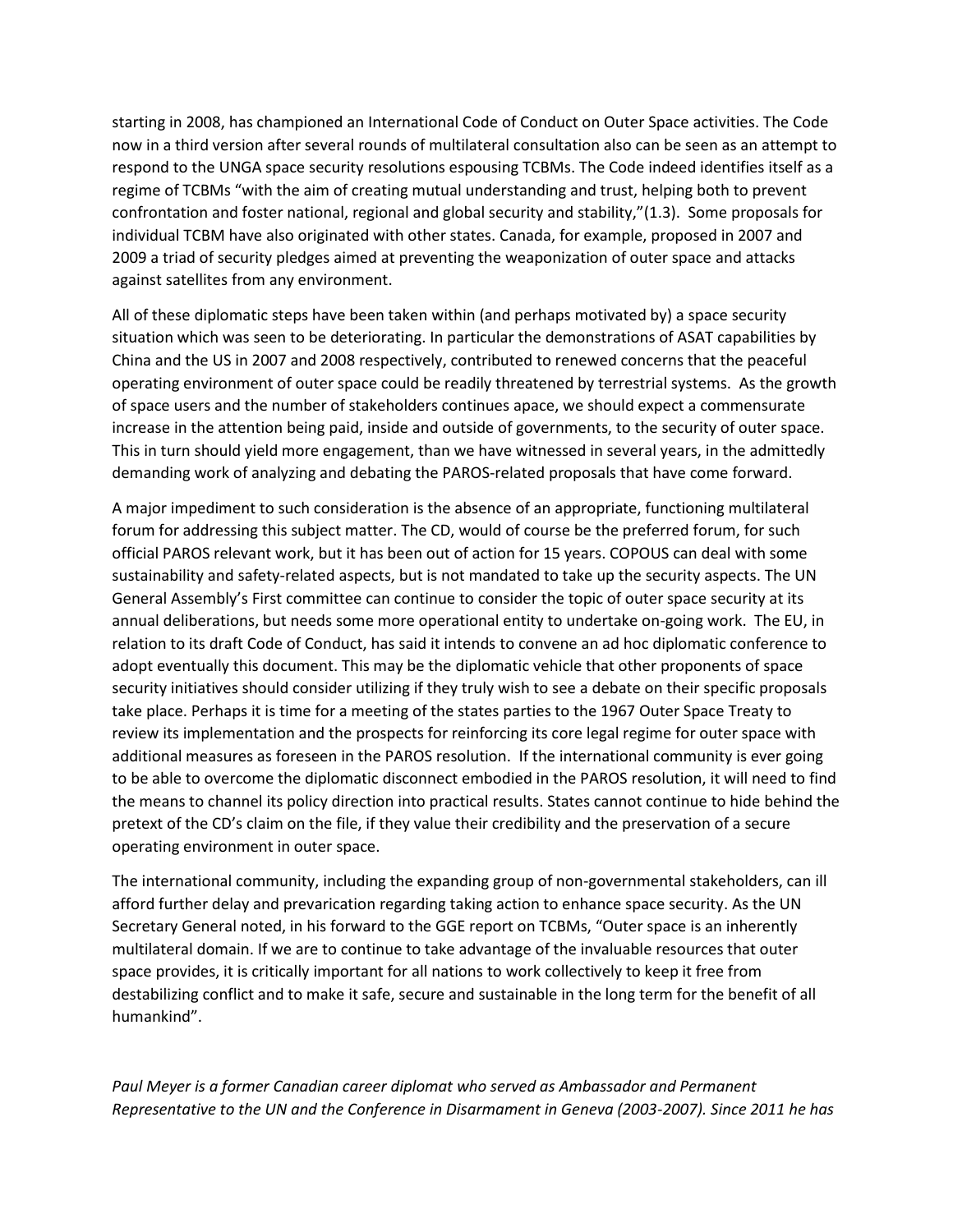starting in 2008, has championed an International Code of Conduct on Outer Space activities. The Code now in a third version after several rounds of multilateral consultation also can be seen as an attempt to respond to the UNGA space security resolutions espousing TCBMs. The Code indeed identifies itself as a regime of TCBMs "with the aim of creating mutual understanding and trust, helping both to prevent confrontation and foster national, regional and global security and stability,"(1.3). Some proposals for individual TCBM have also originated with other states. Canada, for example, proposed in 2007 and 2009 a triad of security pledges aimed at preventing the weaponization of outer space and attacks against satellites from any environment.

All of these diplomatic steps have been taken within (and perhaps motivated by) a space security situation which was seen to be deteriorating. In particular the demonstrations of ASAT capabilities by China and the US in 2007 and 2008 respectively, contributed to renewed concerns that the peaceful operating environment of outer space could be readily threatened by terrestrial systems. As the growth of space users and the number of stakeholders continues apace, we should expect a commensurate increase in the attention being paid, inside and outside of governments, to the security of outer space. This in turn should yield more engagement, than we have witnessed in several years, in the admittedly demanding work of analyzing and debating the PAROS-related proposals that have come forward.

A major impediment to such consideration is the absence of an appropriate, functioning multilateral forum for addressing this subject matter. The CD, would of course be the preferred forum, for such official PAROS relevant work, but it has been out of action for 15 years. COPOUS can deal with some sustainability and safety-related aspects, but is not mandated to take up the security aspects. The UN General Assembly's First committee can continue to consider the topic of outer space security at its annual deliberations, but needs some more operational entity to undertake on-going work. The EU, in relation to its draft Code of Conduct, has said it intends to convene an ad hoc diplomatic conference to adopt eventually this document. This may be the diplomatic vehicle that other proponents of space security initiatives should consider utilizing if they truly wish to see a debate on their specific proposals take place. Perhaps it is time for a meeting of the states parties to the 1967 Outer Space Treaty to review its implementation and the prospects for reinforcing its core legal regime for outer space with additional measures as foreseen in the PAROS resolution. If the international community is ever going to be able to overcome the diplomatic disconnect embodied in the PAROS resolution, it will need to find the means to channel its policy direction into practical results. States cannot continue to hide behind the pretext of the CD's claim on the file, if they value their credibility and the preservation of a secure operating environment in outer space.

The international community, including the expanding group of non-governmental stakeholders, can ill afford further delay and prevarication regarding taking action to enhance space security. As the UN Secretary General noted, in his forward to the GGE report on TCBMs, "Outer space is an inherently multilateral domain. If we are to continue to take advantage of the invaluable resources that outer space provides, it is critically important for all nations to work collectively to keep it free from destabilizing conflict and to make it safe, secure and sustainable in the long term for the benefit of all humankind".

*Paul Meyer is a former Canadian career diplomat who served as Ambassador and Permanent Representative to the UN and the Conference in Disarmament in Geneva (2003-2007). Since 2011 he has*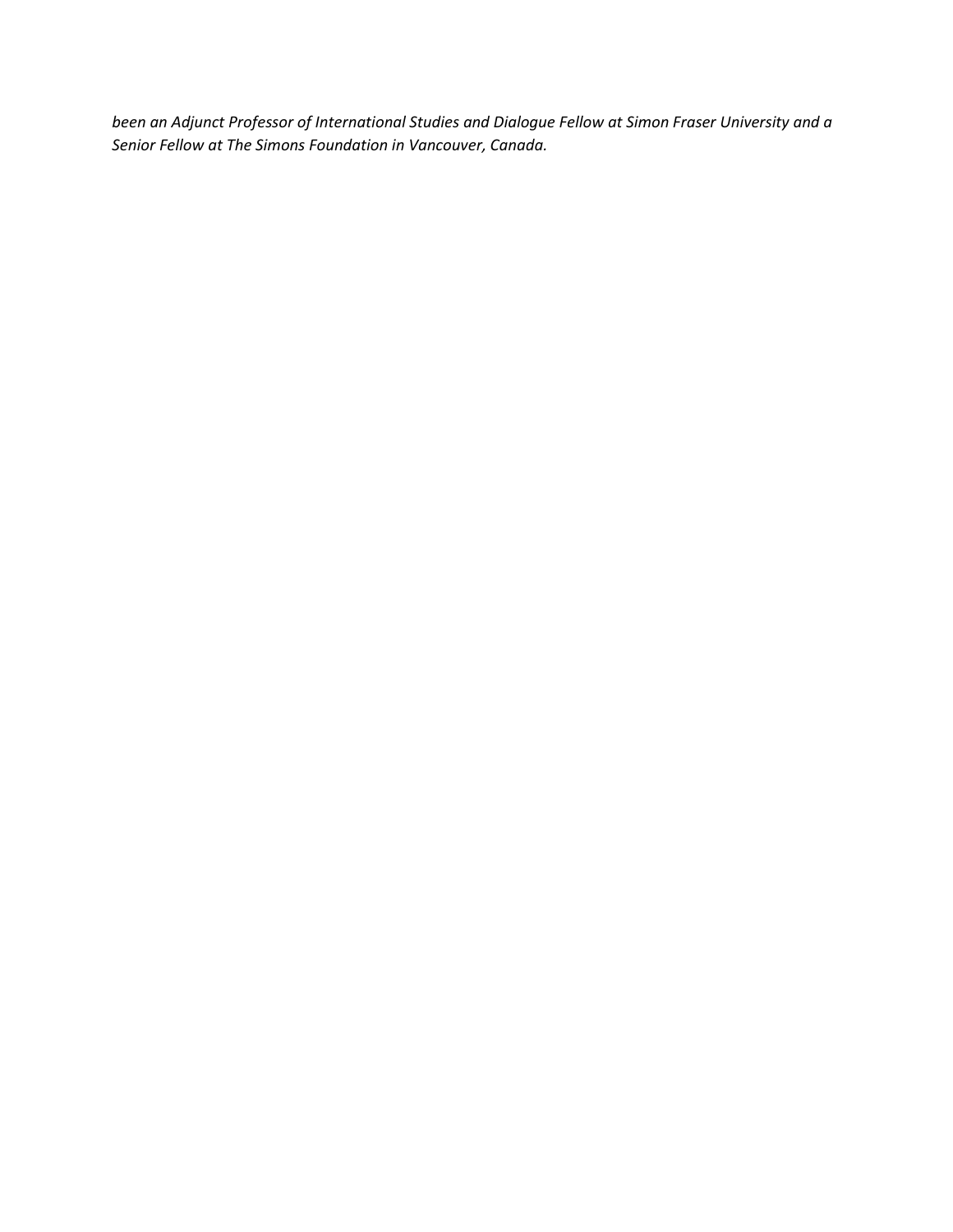*been an Adjunct Professor of International Studies and Dialogue Fellow at Simon Fraser University and a Senior Fellow at The Simons Foundation in Vancouver, Canada.*